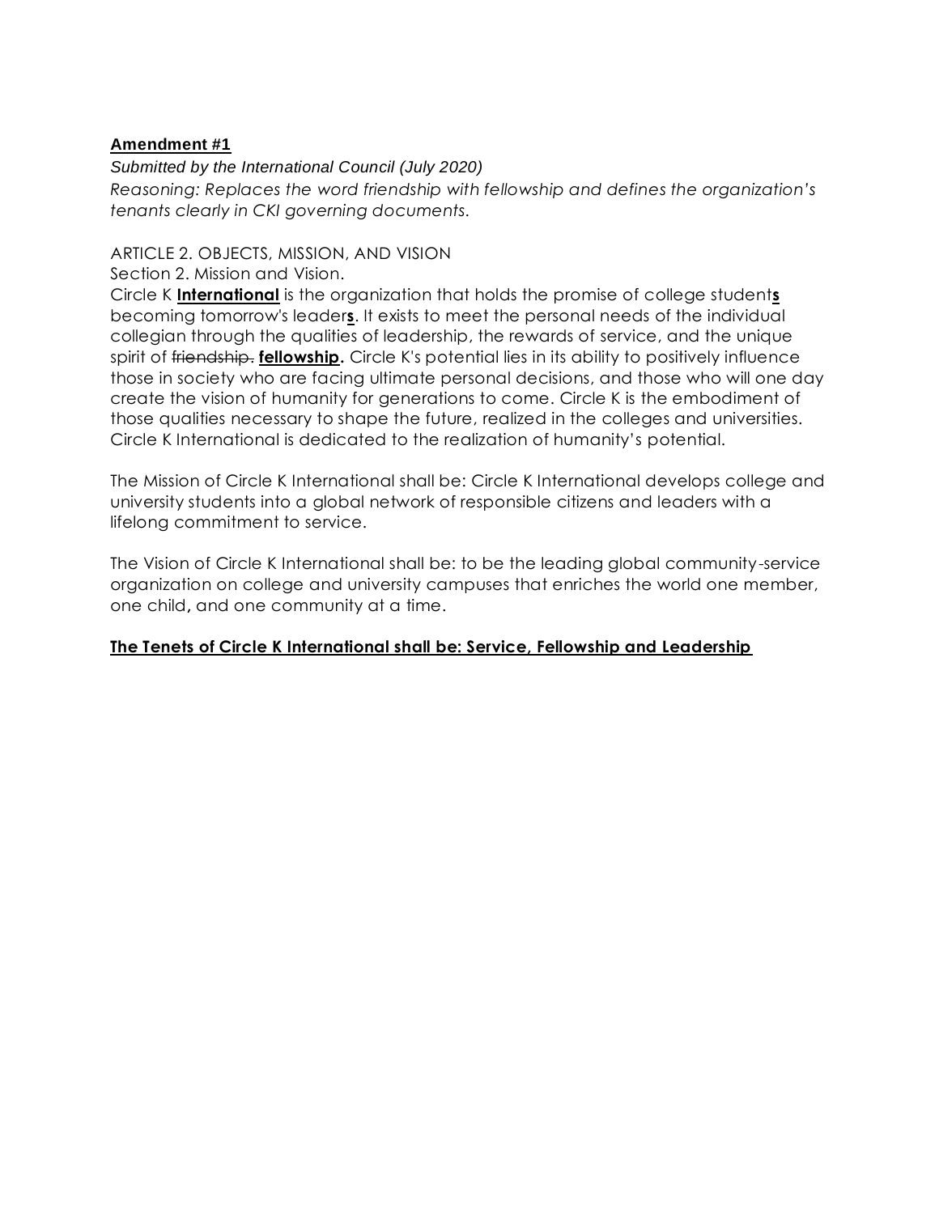**Amendment #1**

*Submitted by the International Council (July 2020)*

*Reasoning: Replaces the word friendship with fellowship and defines the organization's tenants clearly in CKI governing documents.*

ARTICLE 2. OBJECTS, MISSION, AND VISION

Section 2. Mission and Vision.

Circle K **International** is the organization that holds the promise of college student**s** becoming tomorrow's leader**s**. It exists to meet the personal needs of the individual collegian through the qualities of leadership, the rewards of service, and the unique spirit of ~~friendship.~~ **fellowship.** Circle K's potential lies in its ability to positively influence those in society who are facing ultimate personal decisions, and those who will one day create the vision of humanity for generations to come. Circle K is the embodiment of those qualities necessary to shape the future, realized in the colleges and universities. Circle K International is dedicated to the realization of humanity's potential.

The Mission of Circle K International shall be: Circle K International develops college and university students into a global network of responsible citizens and leaders with a lifelong commitment to service.

The Vision of Circle K International shall be: to be the leading global community-service organization on college and university campuses that enriches the world one member, one child**,** and one community at a time.

**The Tenets of Circle K International shall be: Service, Fellowship and Leadership**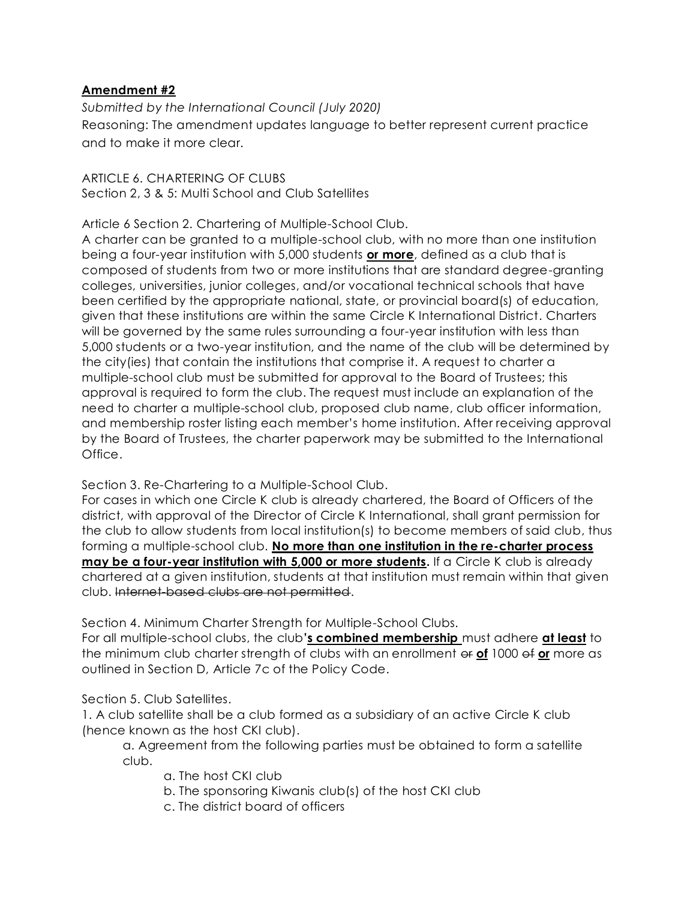**Amendment #2**

*Submitted by the International Council (July 2020)*

Reasoning: The amendment updates language to better represent current practice and to make it more clear.

ARTICLE 6. CHARTERING OF CLUBS
Section 2, 3 & 5: Multi School and Club Satellites

Article 6 Section 2. Chartering of Multiple-School Club.
A charter can be granted to a multiple-school club, with no more than one institution being a four-year institution with 5,000 students **or more**, defined as a club that is composed of students from two or more institutions that are standard degree-granting colleges, universities, junior colleges, and/or vocational technical schools that have been certified by the appropriate national, state, or provincial board(s) of education, given that these institutions are within the same Circle K International District. Charters will be governed by the same rules surrounding a four-year institution with less than 5,000 students or a two-year institution, and the name of the club will be determined by the city(ies) that contain the institutions that comprise it. A request to charter a multiple-school club must be submitted for approval to the Board of Trustees; this approval is required to form the club. The request must include an explanation of the need to charter a multiple-school club, proposed club name, club officer information, and membership roster listing each member's home institution. After receiving approval by the Board of Trustees, the charter paperwork may be submitted to the International Office.

Section 3. Re-Chartering to a Multiple-School Club.
For cases in which one Circle K club is already chartered, the Board of Officers of the district, with approval of the Director of Circle K International, shall grant permission for the club to allow students from local institution(s) to become members of said club, thus forming a multiple-school club. **No more than one institution in the re-charter process may be a four-year institution with 5,000 or more students.** If a Circle K club is already chartered at a given institution, students at that institution must remain within that given club. ~~Internet-based clubs are not permitted~~.

Section 4. Minimum Charter Strength for Multiple-School Clubs.
For all multiple-school clubs, the club**'s combined membership** must adhere **at least** to the minimum club charter strength of clubs with an enrollment ~~or~~ **of** 1000 ~~of~~ **or** more as outlined in Section D, Article 7c of the Policy Code.

Section 5. Club Satellites.

1. A club satellite shall be a club formed as a subsidiary of an active Circle K club (hence known as the host CKI club).
   a. Agreement from the following parties must be obtained to form a satellite club.
      a. The host CKI club
      b. The sponsoring Kiwanis club(s) of the host CKI club
      c. The district board of officers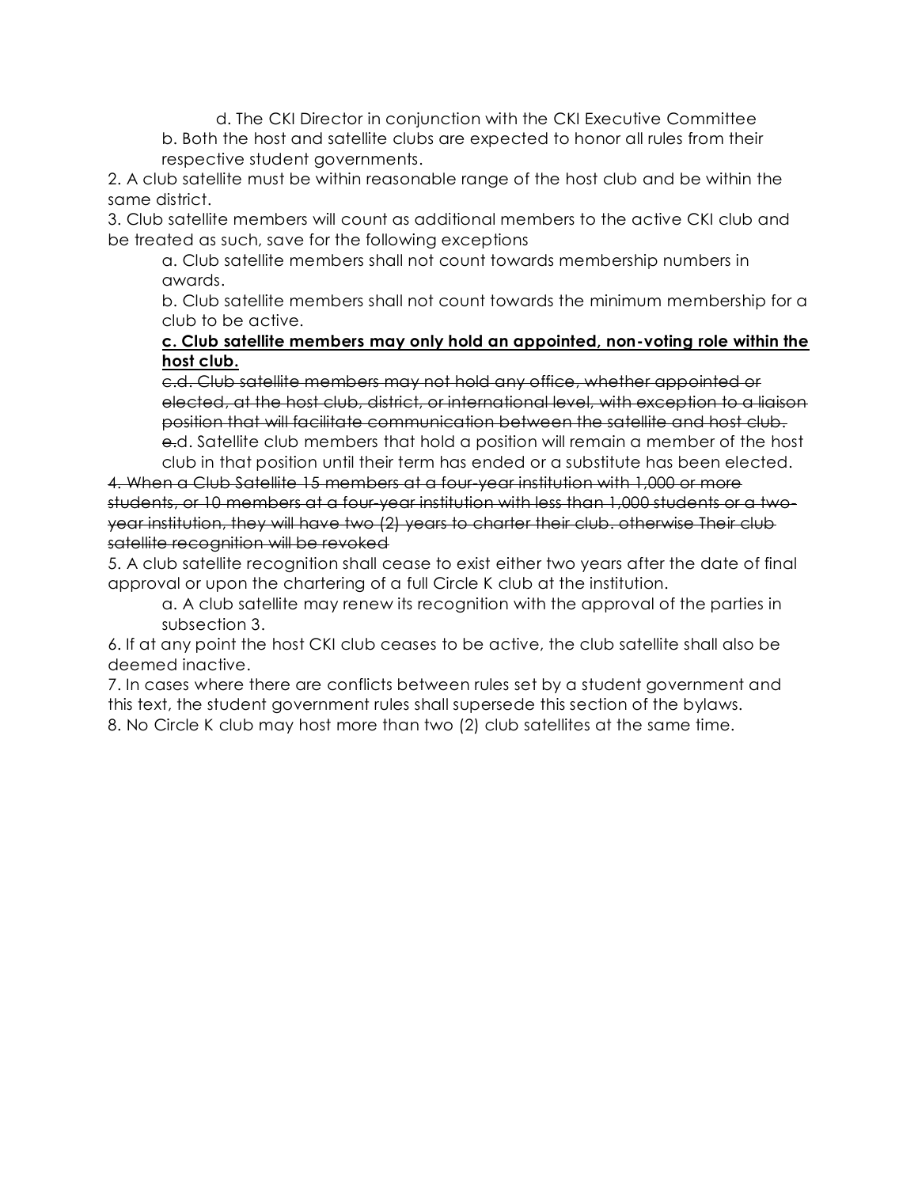d. The CKI Director in conjunction with the CKI Executive Committee

b. Both the host and satellite clubs are expected to honor all rules from their respective student governments.

2. A club satellite must be within reasonable range of the host club and be within the same district.

3. Club satellite members will count as additional members to the active CKI club and be treated as such, save for the following exceptions

   a. Club satellite members shall not count towards membership numbers in awards.

   b. Club satellite members shall not count towards the minimum membership for a club to be active.

   <u>**c. Club satellite members may only hold an appointed, non-voting role within the host club.**</u>

   ~~c.d. Club satellite members may not hold any office, whether appointed or elected, at the host club, district, or international level, with exception to a liaison position that will facilitate communication between the satellite and host club.~~

   ~~e.~~d. Satellite club members that hold a position will remain a member of the host club in that position until their term has ended or a substitute has been elected.

~~4. When a Club Satellite 15 members at a four-year institution with 1,000 or more students, or 10 members at a four-year institution with less than 1,000 students or a two-year institution, they will have two (2) years to charter their club. otherwise Their club satellite recognition will be revoked~~

5. A club satellite recognition shall cease to exist either two years after the date of final approval or upon the chartering of a full Circle K club at the institution.

   a. A club satellite may renew its recognition with the approval of the parties in subsection 3.

6. If at any point the host CKI club ceases to be active, the club satellite shall also be deemed inactive.

7. In cases where there are conflicts between rules set by a student government and this text, the student government rules shall supersede this section of the bylaws.

8. No Circle K club may host more than two (2) club satellites at the same time.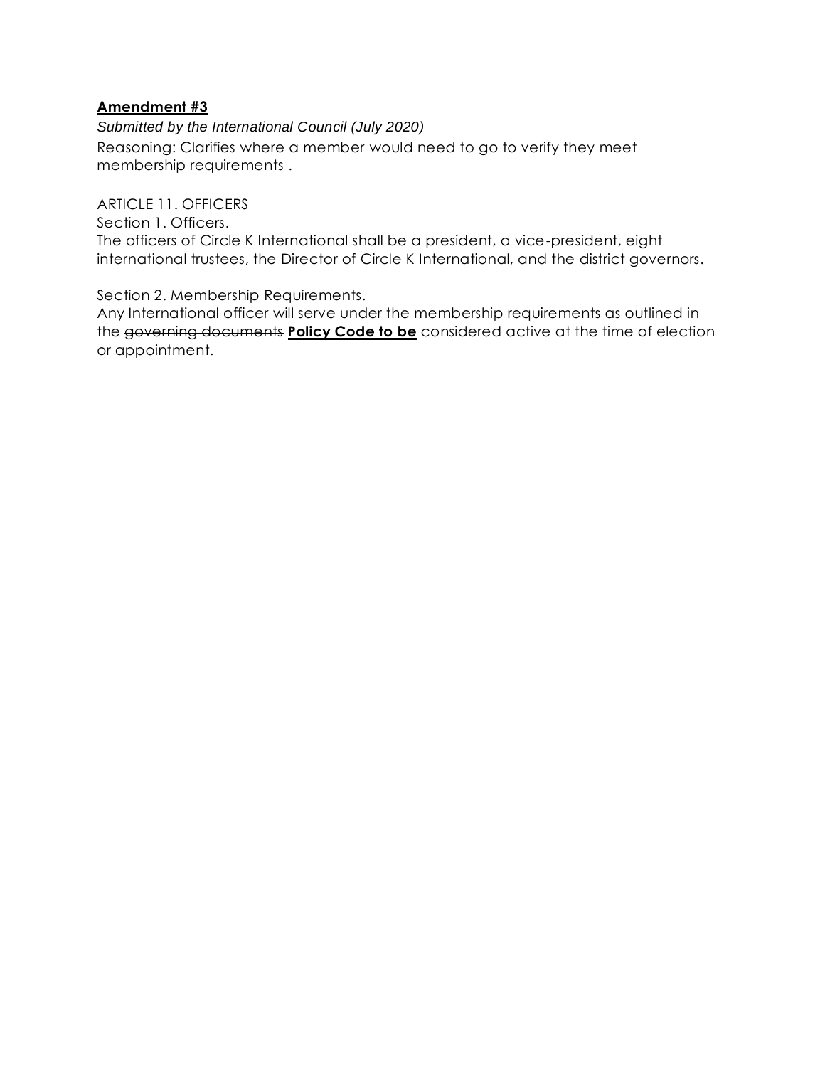**Amendment #3**

*Submitted by the International Council (July 2020)*

Reasoning: Clarifies where a member would need to go to verify they meet membership requirements .

ARTICLE 11. OFFICERS

Section 1. Officers.

The officers of Circle K International shall be a president, a vice-president, eight international trustees, the Director of Circle K International, and the district governors.

Section 2. Membership Requirements.

Any International officer will serve under the membership requirements as outlined in the ~~governing documents~~ **Policy Code to be** considered active at the time of election or appointment.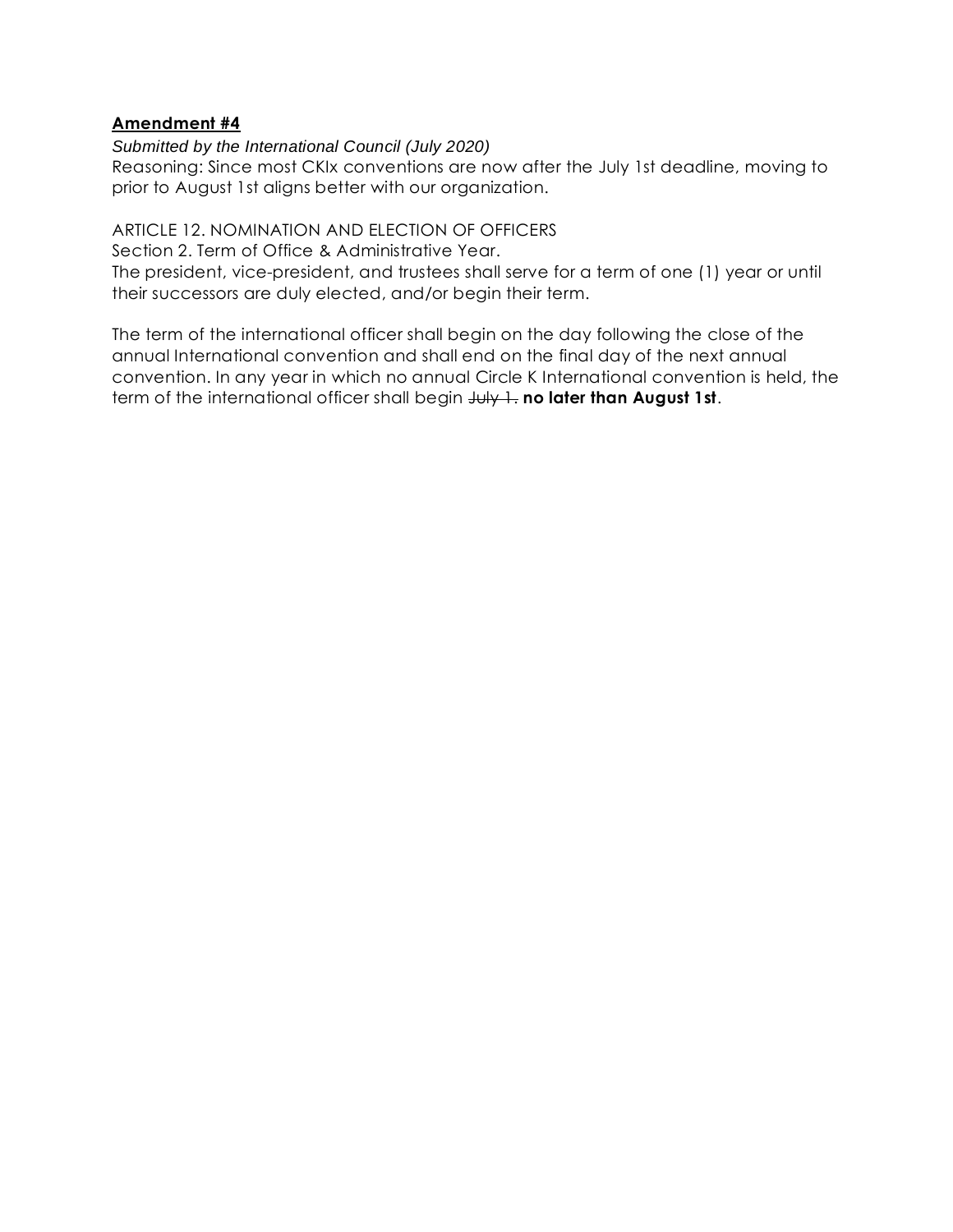**Amendment #4**

*Submitted by the International Council (July 2020)*

Reasoning: Since most CKIx conventions are now after the July 1st deadline, moving to prior to August 1st aligns better with our organization.

ARTICLE 12. NOMINATION AND ELECTION OF OFFICERS

Section 2. Term of Office & Administrative Year.

The president, vice-president, and trustees shall serve for a term of one (1) year or until their successors are duly elected, and/or begin their term.

The term of the international officer shall begin on the day following the close of the annual International convention and shall end on the final day of the next annual convention. In any year in which no annual Circle K International convention is held, the term of the international officer shall begin ~~July 1.~~ **no later than August 1st**.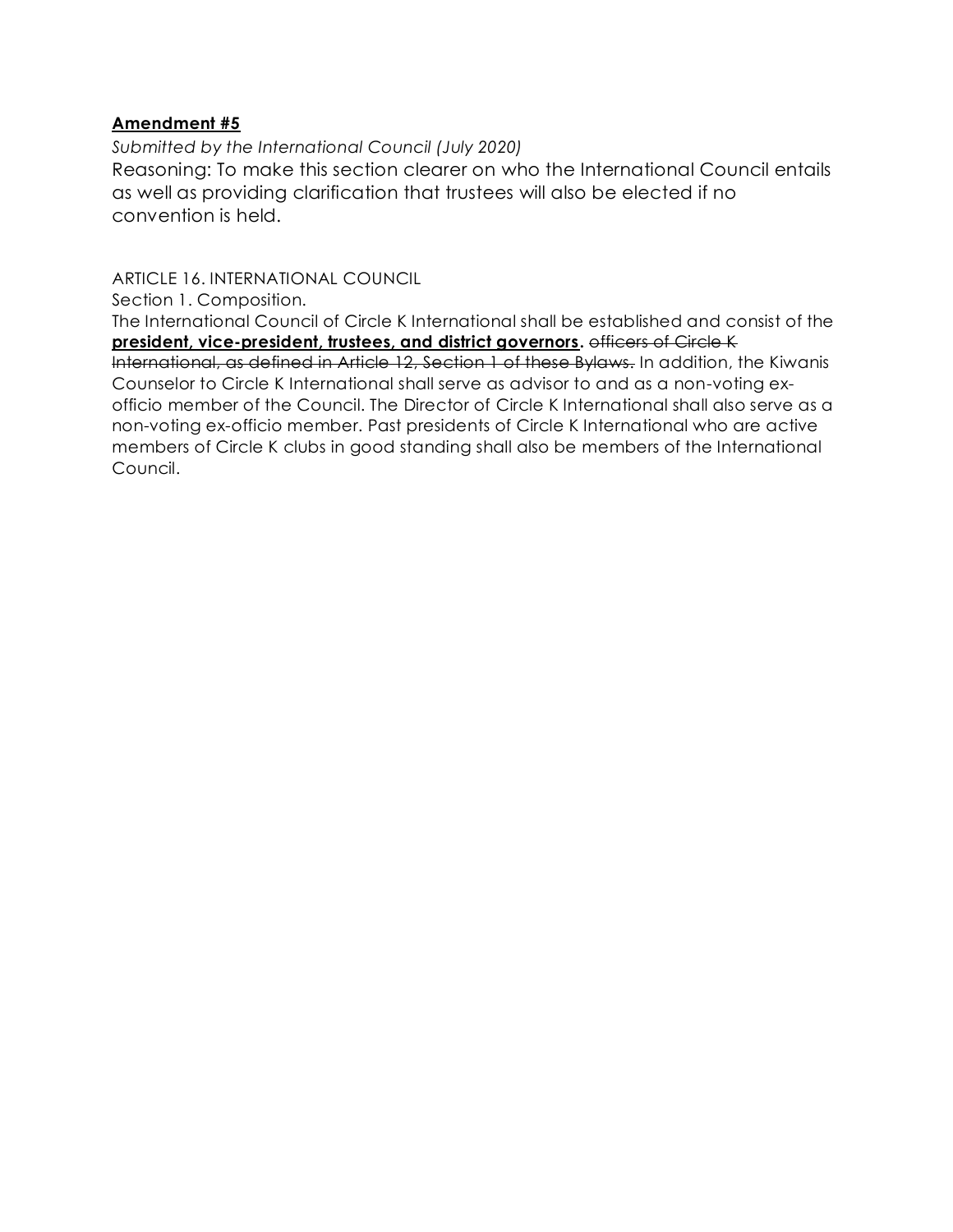**<u>Amendment #5</u>**

*Submitted by the International Council (July 2020)*

Reasoning: To make this section clearer on who the International Council entails as well as providing clarification that trustees will also be elected if no convention is held.

ARTICLE 16. INTERNATIONAL COUNCIL

Section 1. Composition.

The International Council of Circle K International shall be established and consist of the **<u>president, vice-president, trustees, and district governors</u>.** ~~officers of Circle K International, as defined in Article 12, Section 1 of these Bylaws.~~ In addition, the Kiwanis Counselor to Circle K International shall serve as advisor to and as a non-voting ex-officio member of the Council. The Director of Circle K International shall also serve as a non-voting ex-officio member. Past presidents of Circle K International who are active members of Circle K clubs in good standing shall also be members of the International Council.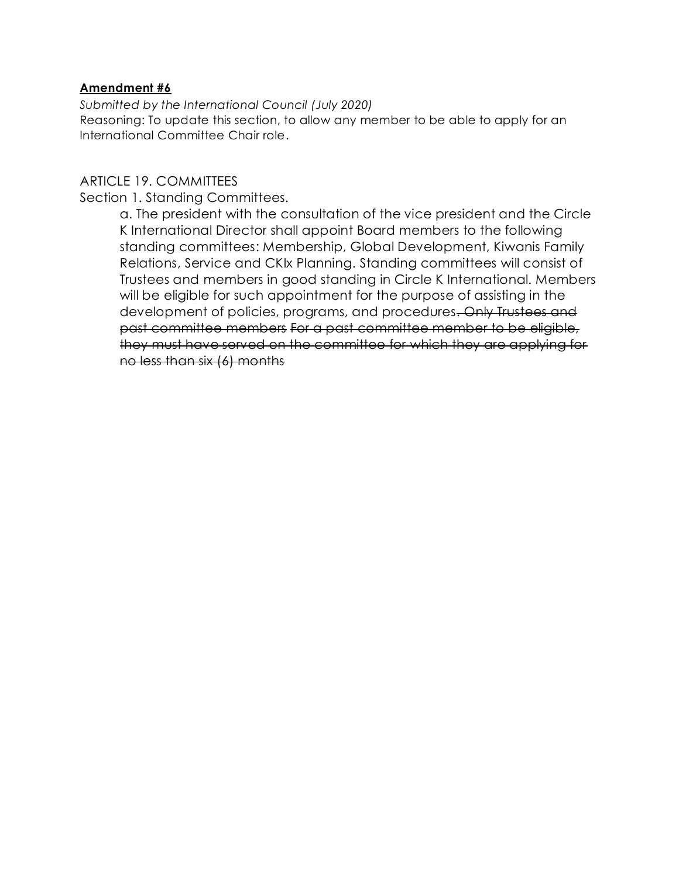**Amendment #6**

*Submitted by the International Council (July 2020)*
Reasoning: To update this section, to allow any member to be able to apply for an International Committee Chair role.

ARTICLE 19. COMMITTEES

Section 1. Standing Committees.

a. The president with the consultation of the vice president and the Circle K International Director shall appoint Board members to the following standing committees: Membership, Global Development, Kiwanis Family Relations, Service and CKIx Planning. Standing committees will consist of Trustees and members in good standing in Circle K International. Members will be eligible for such appointment for the purpose of assisting in the development of policies, programs, and procedures~~. Only Trustees and past committee members~~ ~~For a past committee member to be eligible, they must have served on the committee for which they are applying for no less than six (6) months~~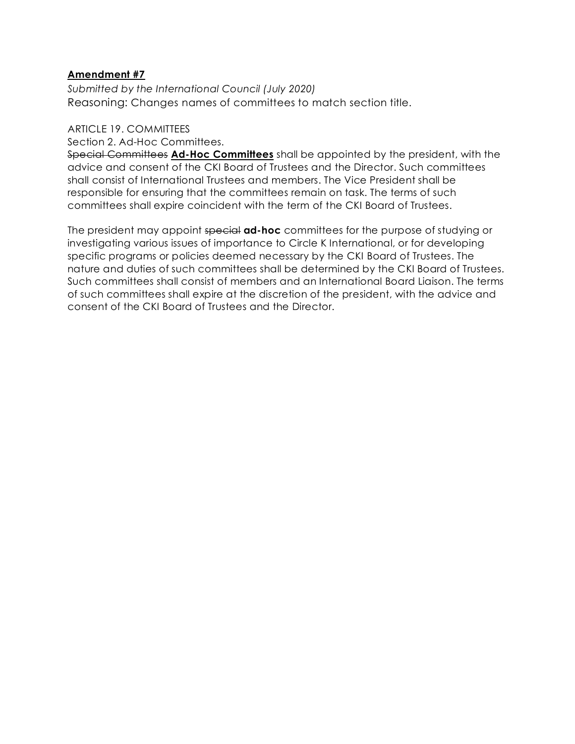**Amendment #7**

*Submitted by the International Council (July 2020)*

Reasoning: Changes names of committees to match section title.

ARTICLE 19. COMMITTEES

Section 2. Ad-Hoc Committees.

~~Special Committees~~ **Ad-Hoc Committees** shall be appointed by the president, with the advice and consent of the CKI Board of Trustees and the Director. Such committees shall consist of International Trustees and members. The Vice President shall be responsible for ensuring that the committees remain on task. The terms of such committees shall expire coincident with the term of the CKI Board of Trustees.

The president may appoint ~~special~~ **ad-hoc** committees for the purpose of studying or investigating various issues of importance to Circle K International, or for developing specific programs or policies deemed necessary by the CKI Board of Trustees. The nature and duties of such committees shall be determined by the CKI Board of Trustees. Such committees shall consist of members and an International Board Liaison. The terms of such committees shall expire at the discretion of the president, with the advice and consent of the CKI Board of Trustees and the Director.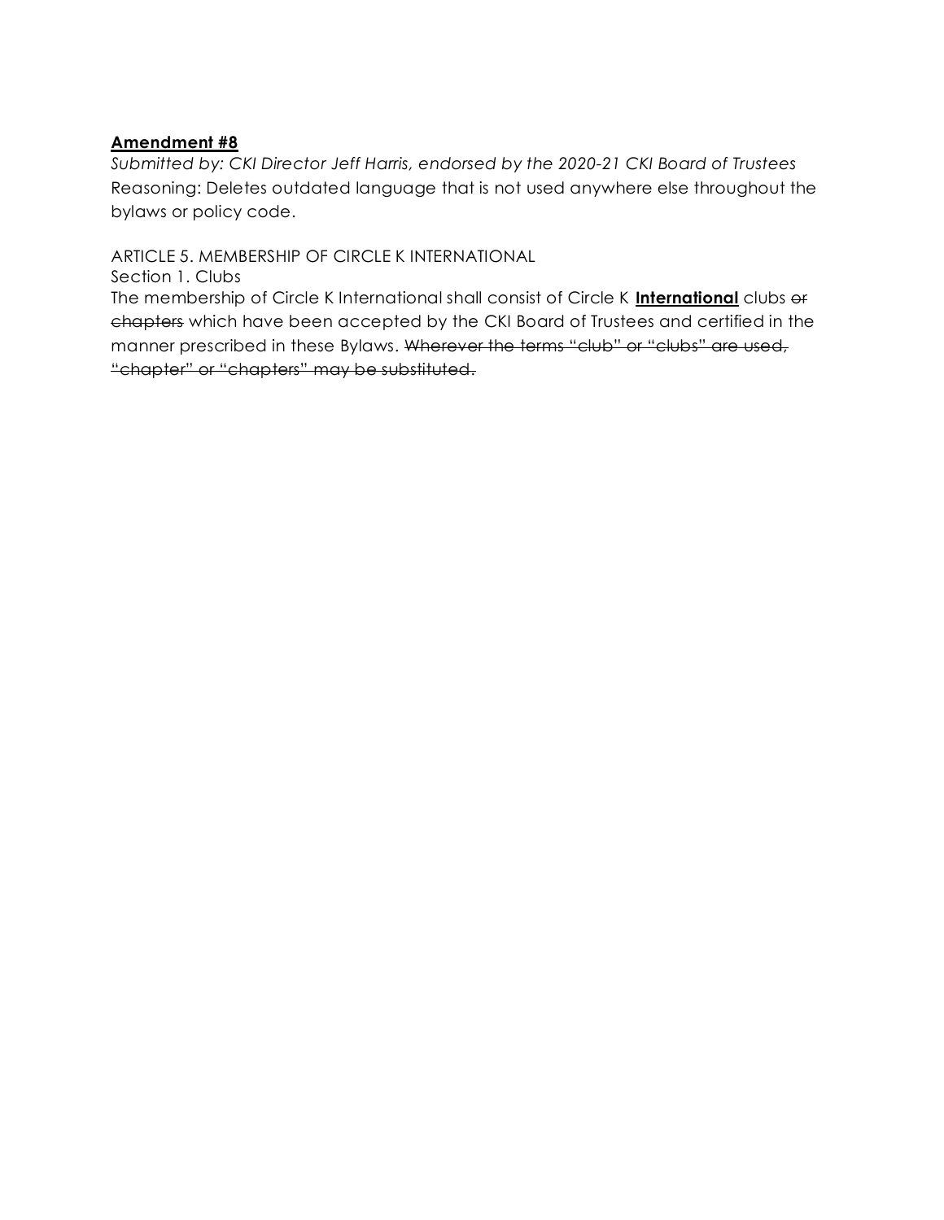**Amendment #8**

*Submitted by: CKI Director Jeff Harris, endorsed by the 2020-21 CKI Board of Trustees*

Reasoning: Deletes outdated language that is not used anywhere else throughout the bylaws or policy code.

ARTICLE 5. MEMBERSHIP OF CIRCLE K INTERNATIONAL

Section 1. Clubs

The membership of Circle K International shall consist of Circle K **International** clubs ~~or chapters~~ which have been accepted by the CKI Board of Trustees and certified in the manner prescribed in these Bylaws. ~~Wherever the terms "club" or "clubs" are used, "chapter" or "chapters" may be substituted.~~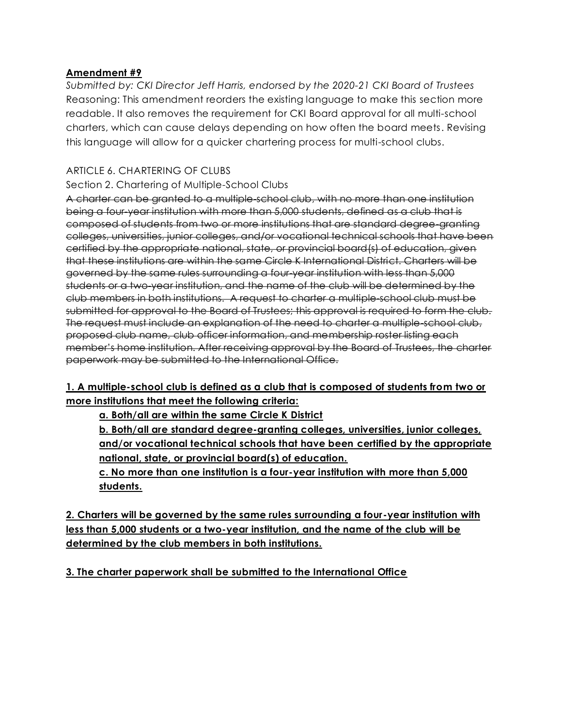**Amendment #9**

*Submitted by: CKI Director Jeff Harris, endorsed by the 2020-21 CKI Board of Trustees*

Reasoning: This amendment reorders the existing language to make this section more readable. It also removes the requirement for CKI Board approval for all multi-school charters, which can cause delays depending on how often the board meets. Revising this language will allow for a quicker chartering process for multi-school clubs.

ARTICLE 6. CHARTERING OF CLUBS

Section 2. Chartering of Multiple-School Clubs

~~A charter can be granted to a multiple-school club, with no more than one institution being a four-year institution with more than 5,000 students, defined as a club that is composed of students from two or more institutions that are standard degree-granting colleges, universities, junior colleges, and/or vocational technical schools that have been certified by the appropriate national, state, or provincial board(s) of education, given that these institutions are within the same Circle K International District. Charters will be governed by the same rules surrounding a four-year institution with less than 5,000 students or a two-year institution, and the name of the club will be determined by the club members in both institutions. A request to charter a multiple-school club must be submitted for approval to the Board of Trustees; this approval is required to form the club. The request must include an explanation of the need to charter a multiple-school club, proposed club name, club officer information, and membership roster listing each member's home institution. After receiving approval by the Board of Trustees, the charter paperwork may be submitted to the International Office.~~

**<u>1. A multiple-school club is defined as a club that is composed of students from two or more institutions that meet the following criteria:</u>**

- **<u>a. Both/all are within the same Circle K District</u>**
- **<u>b. Both/all are standard degree-granting colleges, universities, junior colleges, and/or vocational technical schools that have been certified by the appropriate national, state, or provincial board(s) of education.</u>**
- **<u>c. No more than one institution is a four-year institution with more than 5,000 students.</u>**

**<u>2. Charters will be governed by the same rules surrounding a four-year institution with less than 5,000 students or a two-year institution, and the name of the club will be determined by the club members in both institutions.</u>**

**<u>3. The charter paperwork shall be submitted to the International Office</u>**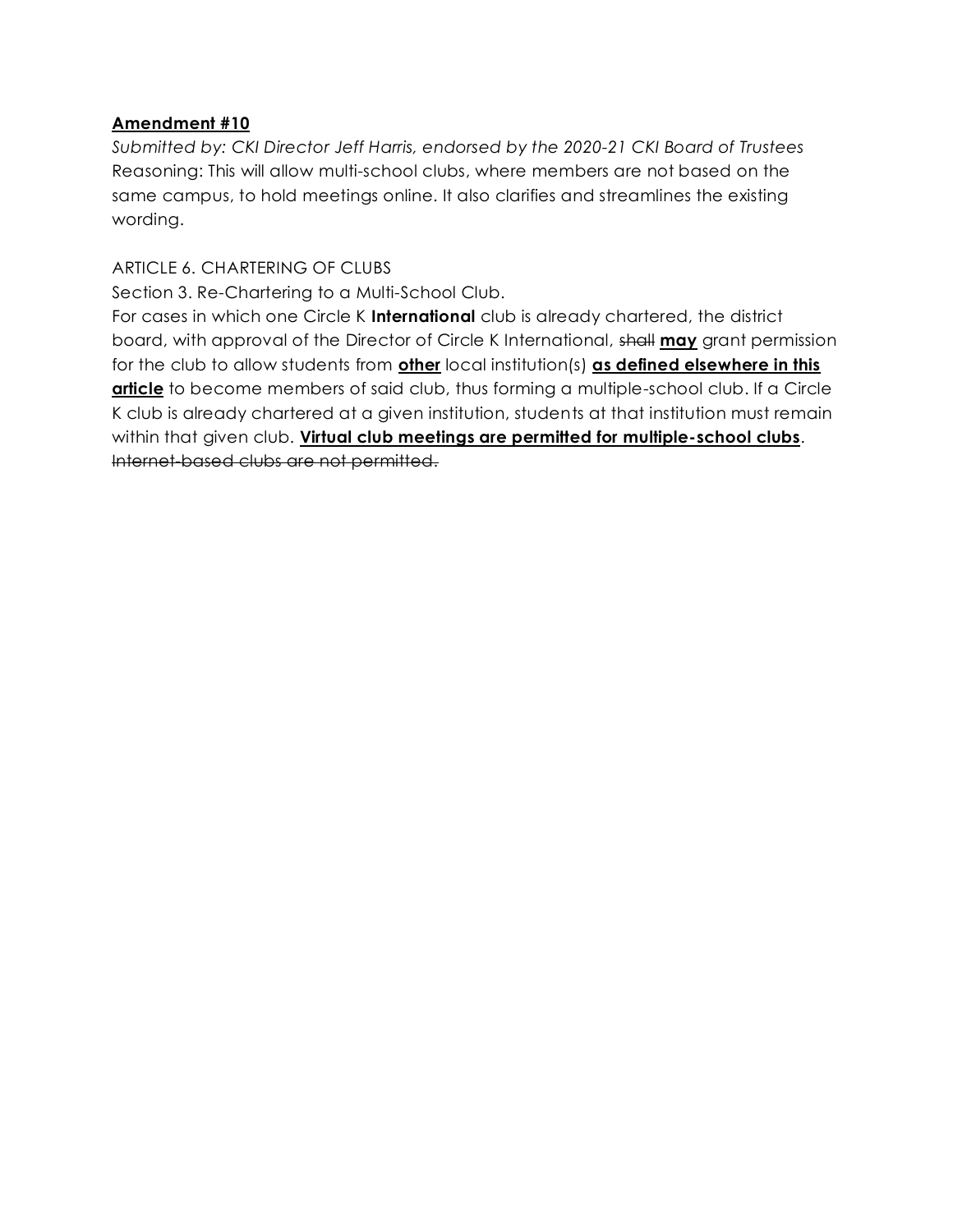<u>**Amendment #10**</u>

*Submitted by: CKI Director Jeff Harris, endorsed by the 2020-21 CKI Board of Trustees*

Reasoning: This will allow multi-school clubs, where members are not based on the same campus, to hold meetings online. It also clarifies and streamlines the existing wording.

ARTICLE 6. CHARTERING OF CLUBS

Section 3. Re-Chartering to a Multi-School Club.

For cases in which one Circle K **International** club is already chartered, the district board, with approval of the Director of Circle K International, ~~shall~~ <u>**may**</u> grant permission for the club to allow students from <u>**other**</u> local institution(s) <u>**as defined elsewhere in this article**</u> to become members of said club, thus forming a multiple-school club. If a Circle K club is already chartered at a given institution, students at that institution must remain within that given club. <u>**Virtual club meetings are permitted for multiple-school clubs**</u>. ~~Internet-based clubs are not permitted.~~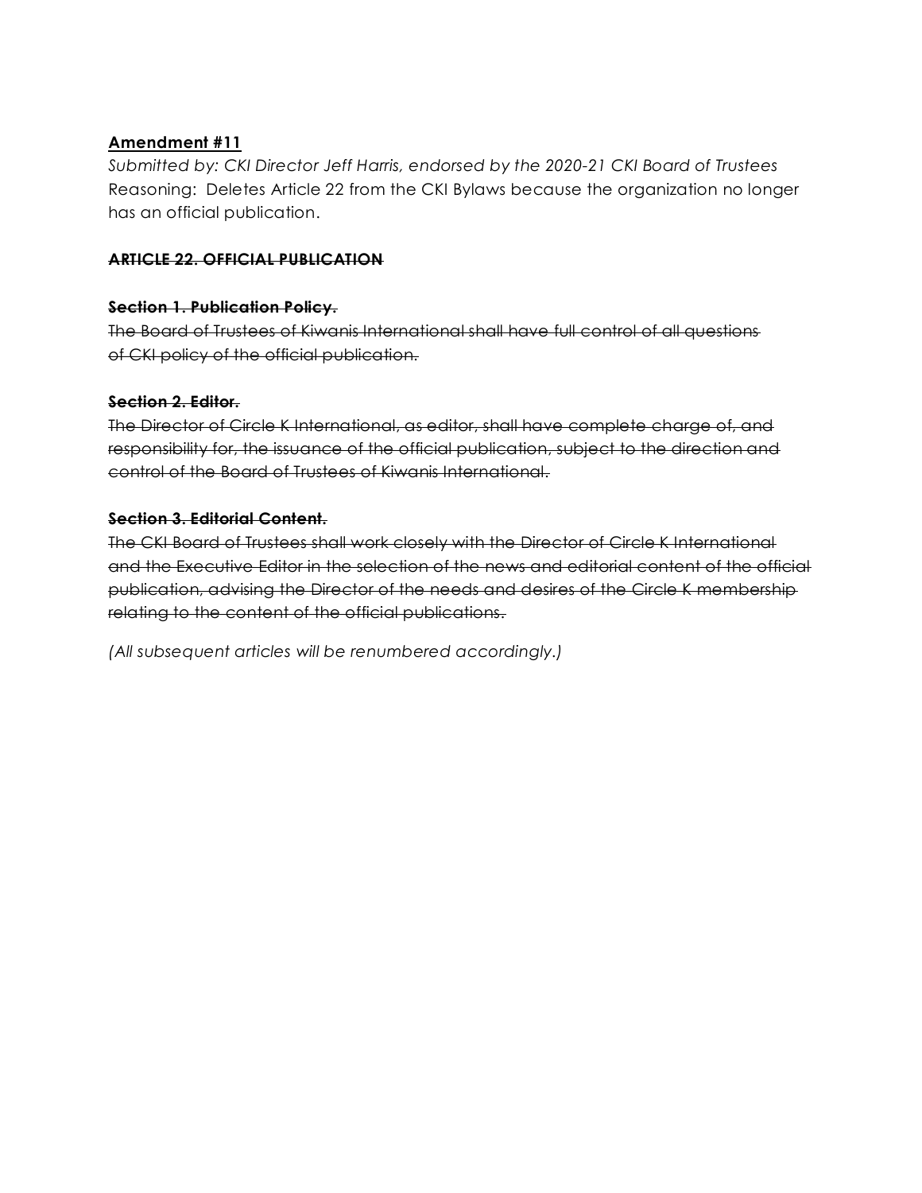**Amendment #11**

*Submitted by: CKI Director Jeff Harris, endorsed by the 2020-21 CKI Board of Trustees*
Reasoning: Deletes Article 22 from the CKI Bylaws because the organization no longer has an official publication.

**~~ARTICLE 22. OFFICIAL PUBLICATION~~**

**~~Section 1. Publication Policy.~~**
~~The Board of Trustees of Kiwanis International shall have full control of all questions of CKI policy of the official publication.~~

**~~Section 2. Editor.~~**
~~The Director of Circle K International, as editor, shall have complete charge of, and responsibility for, the issuance of the official publication, subject to the direction and control of the Board of Trustees of Kiwanis International.~~

**~~Section 3. Editorial Content.~~**
~~The CKI Board of Trustees shall work closely with the Director of Circle K International and the Executive Editor in the selection of the news and editorial content of the official publication, advising the Director of the needs and desires of the Circle K membership relating to the content of the official publications.~~

*(All subsequent articles will be renumbered accordingly.)*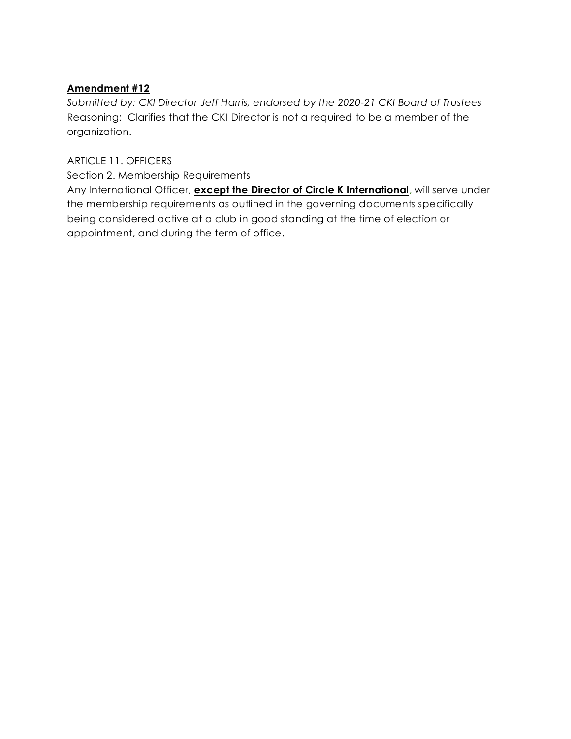**Amendment #12**

*Submitted by: CKI Director Jeff Harris, endorsed by the 2020-21 CKI Board of Trustees*
Reasoning: Clarifies that the CKI Director is not a required to be a member of the organization.

ARTICLE 11. OFFICERS
Section 2. Membership Requirements
Any International Officer, **except the Director of Circle K International**, will serve under the membership requirements as outlined in the governing documents specifically being considered active at a club in good standing at the time of election or appointment, and during the term of office.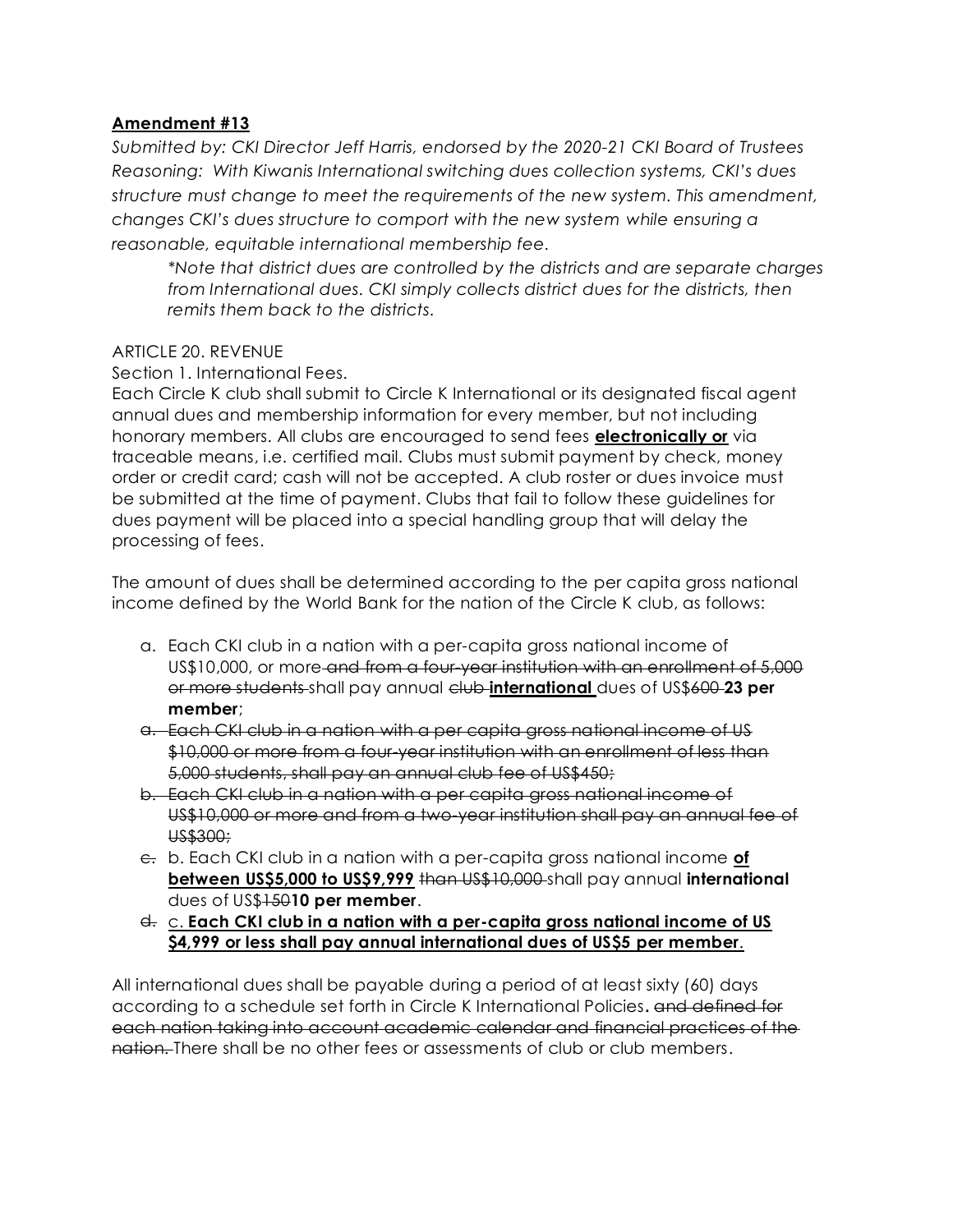**Amendment #13**

*Submitted by: CKI Director Jeff Harris, endorsed by the 2020-21 CKI Board of Trustees*
*Reasoning: With Kiwanis International switching dues collection systems, CKI's dues structure must change to meet the requirements of the new system. This amendment, changes CKI's dues structure to comport with the new system while ensuring a reasonable, equitable international membership fee.*

> *\*Note that district dues are controlled by the districts and are separate charges from International dues. CKI simply collects district dues for the districts, then remits them back to the districts.*

ARTICLE 20. REVENUE

Section 1. International Fees.

Each Circle K club shall submit to Circle K International or its designated fiscal agent annual dues and membership information for every member, but not including honorary members. All clubs are encouraged to send fees **electronically or** via traceable means, i.e. certified mail. Clubs must submit payment by check, money order or credit card; cash will not be accepted. A club roster or dues invoice must be submitted at the time of payment. Clubs that fail to follow these guidelines for dues payment will be placed into a special handling group that will delay the processing of fees.

The amount of dues shall be determined according to the per capita gross national income defined by the World Bank for the nation of the Circle K club, as follows:

- a. Each CKI club in a nation with a per-capita gross national income of US$10,000, or more ~~and from a four-year institution with an enrollment of 5,000 or more students~~ shall pay annual ~~club~~ **international** dues of US$~~600~~ **23 per member**;
- ~~a. Each CKI club in a nation with a per capita gross national income of US $10,000 or more from a four-year institution with an enrollment of less than 5,000 students, shall pay an annual club fee of US$450;~~
- ~~b. Each CKI club in a nation with a per capita gross national income of US$10,000 or more and from a two-year institution shall pay an annual fee of US$300;~~
- ~~c.~~ b. Each CKI club in a nation with a per-capita gross national income **of between US$5,000 to US$9,999** ~~than US$10,000~~ shall pay annual **international** dues of US$~~150~~**10 per member**.
- ~~d.~~ c. **Each CKI club in a nation with a per-capita gross national income of US $4,999 or less shall pay annual international dues of US$5 per member**.

All international dues shall be payable during a period of at least sixty (60) days according to a schedule set forth in Circle K International Policies**.** ~~and defined for each nation taking into account academic calendar and financial practices of the nation.~~ There shall be no other fees or assessments of club or club members.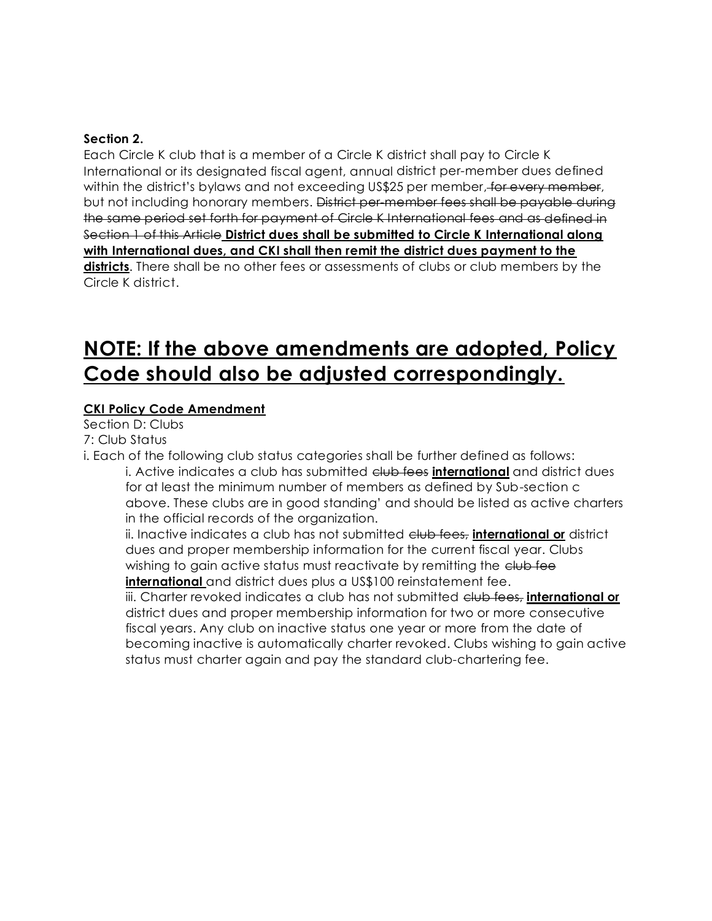**Section 2.**
Each Circle K club that is a member of a Circle K district shall pay to Circle K International or its designated fiscal agent, annual district per-member dues defined within the district's bylaws and not exceeding US$25 per member~~, for every member~~, but not including honorary members. ~~District per-member fees shall be payable during the same period set forth for payment of Circle K International fees and as defined in Section 1 of this Article~~ <u>**District dues shall be submitted to Circle K International along with International dues, and CKI shall then remit the district dues payment to the districts**</u>. There shall be no other fees or assessments of clubs or club members by the Circle K district.

# <u>NOTE: If the above amendments are adopted, Policy Code should also be adjusted correspondingly.</u>

<u>**CKI Policy Code Amendment**</u>
Section D: Clubs
7: Club Status
i. Each of the following club status categories shall be further defined as follows:

> i. Active indicates a club has submitted ~~club fees~~ <u>**international**</u> and district dues for at least the minimum number of members as defined by Sub-section c above. These clubs are in good standing' and should be listed as active charters in the official records of the organization.
>
> ii. Inactive indicates a club has not submitted ~~club fees,~~ <u>**international or**</u> district dues and proper membership information for the current fiscal year. Clubs wishing to gain active status must reactivate by remitting the ~~club fee~~ <u>**international**</u> and district dues plus a US$100 reinstatement fee.
>
> iii. Charter revoked indicates a club has not submitted ~~club fees,~~ <u>**international or**</u> district dues and proper membership information for two or more consecutive fiscal years. Any club on inactive status one year or more from the date of becoming inactive is automatically charter revoked. Clubs wishing to gain active status must charter again and pay the standard club-chartering fee.